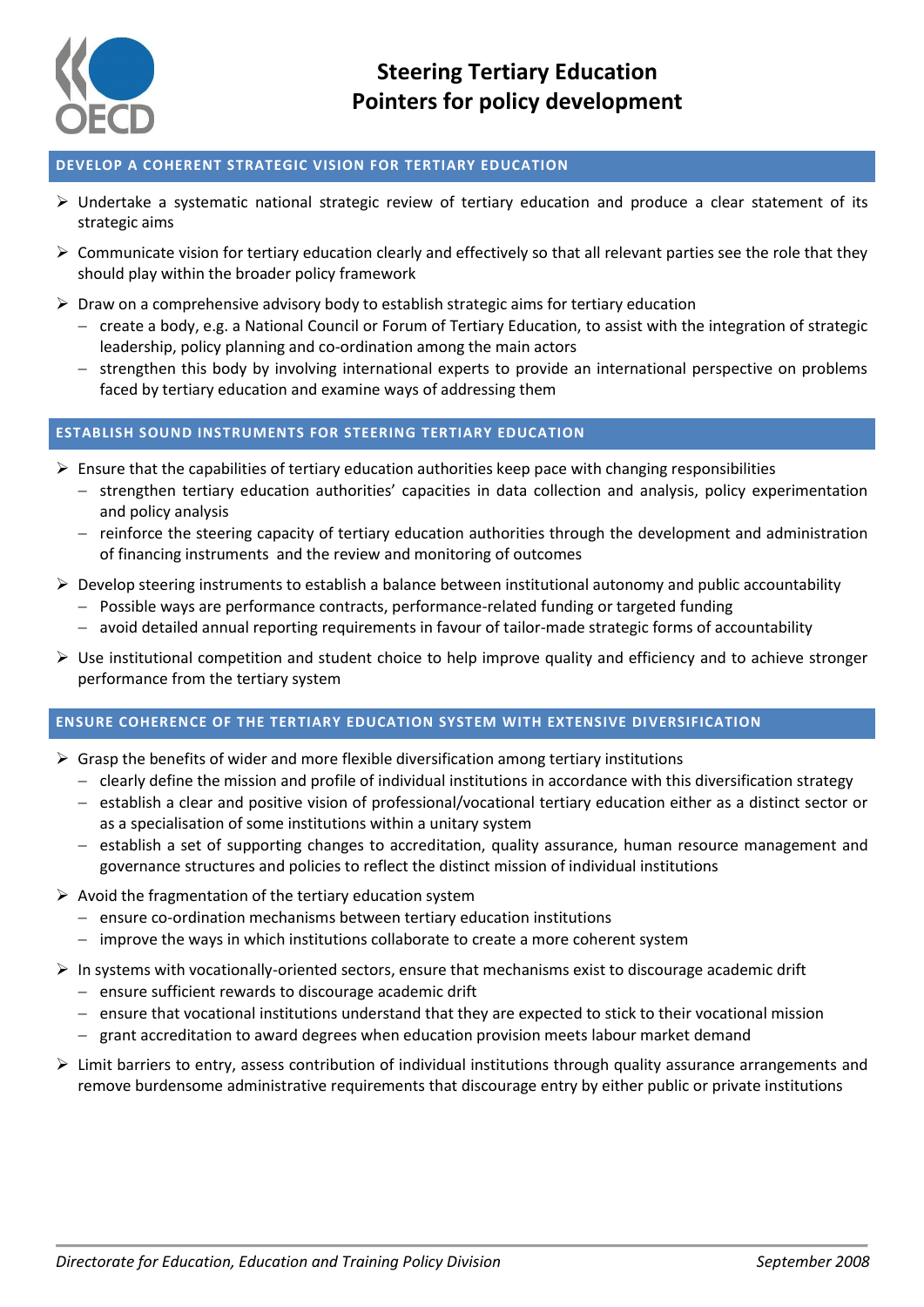# Steering Tertiary Education
# Pointers for policy development

## DEVELOP A COHERENT STRATEGIC VISION FOR TERTIARY EDUCATION

- Undertake a systematic national strategic review of tertiary education and produce a clear statement of its strategic aims
- Communicate vision for tertiary education clearly and effectively so that all relevant parties see the role that they should play within the broader policy framework
- Draw on a comprehensive advisory body to establish strategic aims for tertiary education
  - create a body, e.g. a National Council or Forum of Tertiary Education, to assist with the integration of strategic leadership, policy planning and co-ordination among the main actors
  - strengthen this body by involving international experts to provide an international perspective on problems faced by tertiary education and examine ways of addressing them

## ESTABLISH SOUND INSTRUMENTS FOR STEERING TERTIARY EDUCATION

- Ensure that the capabilities of tertiary education authorities keep pace with changing responsibilities
  - strengthen tertiary education authorities' capacities in data collection and analysis, policy experimentation and policy analysis
  - reinforce the steering capacity of tertiary education authorities through the development and administration of financing instruments and the review and monitoring of outcomes
- Develop steering instruments to establish a balance between institutional autonomy and public accountability
  - Possible ways are performance contracts, performance-related funding or targeted funding
  - avoid detailed annual reporting requirements in favour of tailor-made strategic forms of accountability
- Use institutional competition and student choice to help improve quality and efficiency and to achieve stronger performance from the tertiary system

## ENSURE COHERENCE OF THE TERTIARY EDUCATION SYSTEM WITH EXTENSIVE DIVERSIFICATION

- Grasp the benefits of wider and more flexible diversification among tertiary institutions
  - clearly define the mission and profile of individual institutions in accordance with this diversification strategy
  - establish a clear and positive vision of professional/vocational tertiary education either as a distinct sector or as a specialisation of some institutions within a unitary system
  - establish a set of supporting changes to accreditation, quality assurance, human resource management and governance structures and policies to reflect the distinct mission of individual institutions
- Avoid the fragmentation of the tertiary education system
  - ensure co-ordination mechanisms between tertiary education institutions
  - improve the ways in which institutions collaborate to create a more coherent system
- In systems with vocationally-oriented sectors, ensure that mechanisms exist to discourage academic drift
  - ensure sufficient rewards to discourage academic drift
  - ensure that vocational institutions understand that they are expected to stick to their vocational mission
  - grant accreditation to award degrees when education provision meets labour market demand
- Limit barriers to entry, assess contribution of individual institutions through quality assurance arrangements and remove burdensome administrative requirements that discourage entry by either public or private institutions

*Directorate for Education, Education and Training Policy Division* — *September 2008*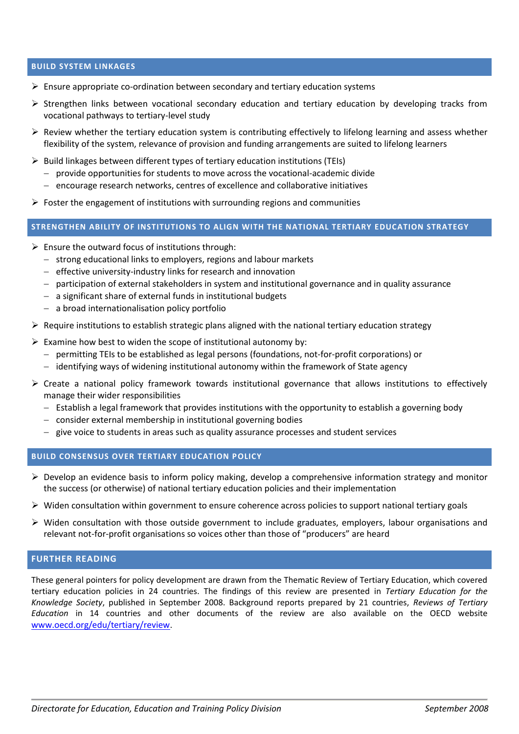## BUILD SYSTEM LINKAGES

- Ensure appropriate co-ordination between secondary and tertiary education systems
- Strengthen links between vocational secondary education and tertiary education by developing tracks from vocational pathways to tertiary-level study
- Review whether the tertiary education system is contributing effectively to lifelong learning and assess whether flexibility of the system, relevance of provision and funding arrangements are suited to lifelong learners
- Build linkages between different types of tertiary education institutions (TEIs)
  - provide opportunities for students to move across the vocational-academic divide
  - encourage research networks, centres of excellence and collaborative initiatives
- Foster the engagement of institutions with surrounding regions and communities

## STRENGTHEN ABILITY OF INSTITUTIONS TO ALIGN WITH THE NATIONAL TERTIARY EDUCATION STRATEGY

- Ensure the outward focus of institutions through:
  - strong educational links to employers, regions and labour markets
  - effective university-industry links for research and innovation
  - participation of external stakeholders in system and institutional governance and in quality assurance
  - a significant share of external funds in institutional budgets
  - a broad internationalisation policy portfolio
- Require institutions to establish strategic plans aligned with the national tertiary education strategy
- Examine how best to widen the scope of institutional autonomy by:
  - permitting TEIs to be established as legal persons (foundations, not-for-profit corporations) or
  - identifying ways of widening institutional autonomy within the framework of State agency
- Create a national policy framework towards institutional governance that allows institutions to effectively manage their wider responsibilities
  - Establish a legal framework that provides institutions with the opportunity to establish a governing body
  - consider external membership in institutional governing bodies
  - give voice to students in areas such as quality assurance processes and student services

## BUILD CONSENSUS OVER TERTIARY EDUCATION POLICY

- Develop an evidence basis to inform policy making, develop a comprehensive information strategy and monitor the success (or otherwise) of national tertiary education policies and their implementation
- Widen consultation within government to ensure coherence across policies to support national tertiary goals
- Widen consultation with those outside government to include graduates, employers, labour organisations and relevant not-for-profit organisations so voices other than those of "producers" are heard

## FURTHER READING

These general pointers for policy development are drawn from the Thematic Review of Tertiary Education, which covered tertiary education policies in 24 countries. The findings of this review are presented in *Tertiary Education for the Knowledge Society*, published in September 2008. Background reports prepared by 21 countries, *Reviews of Tertiary Education* in 14 countries and other documents of the review are also available on the OECD website www.oecd.org/edu/tertiary/review.

*Directorate for Education, Education and Training Policy Division* — *September 2008*